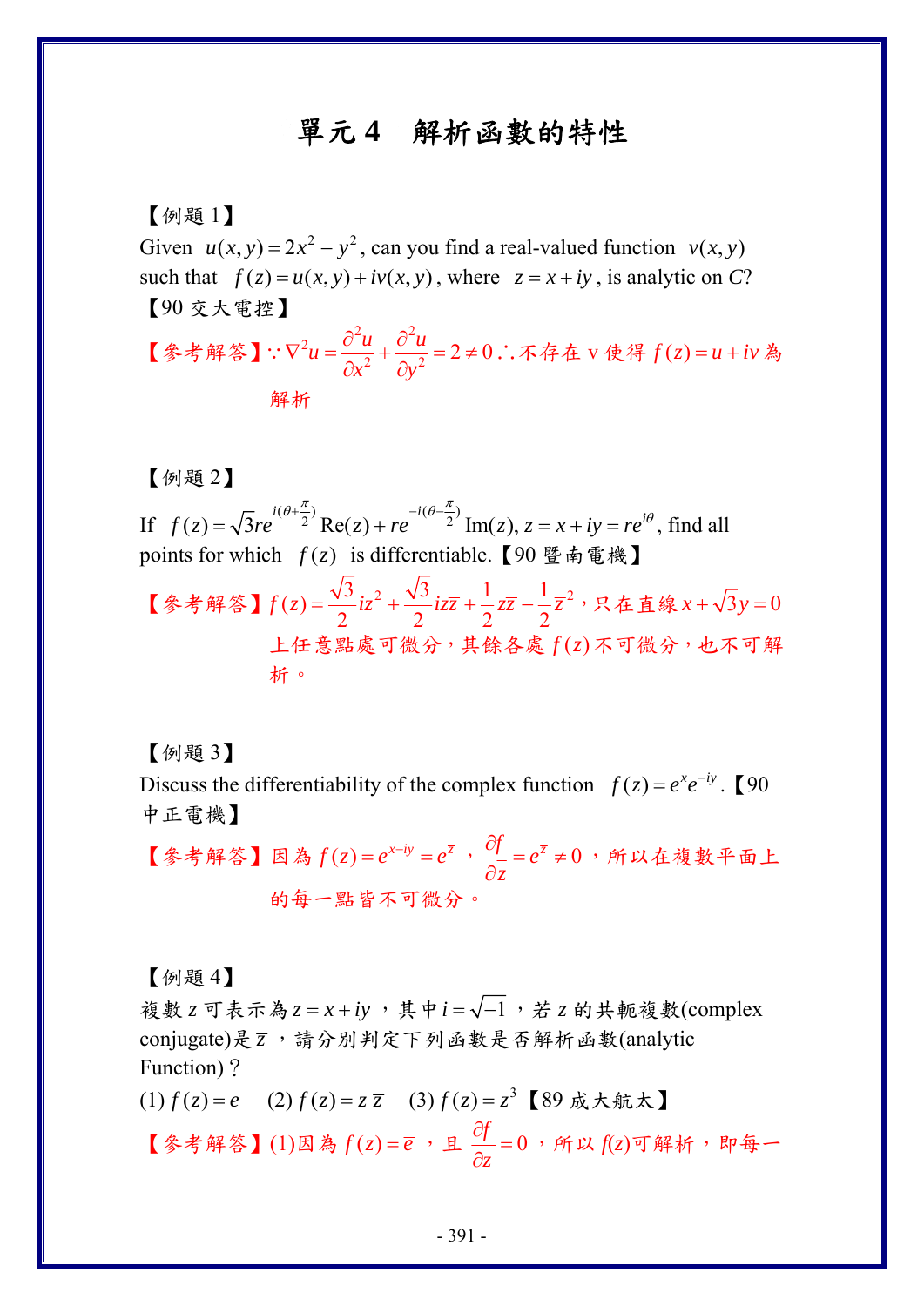# 單元 4　解析函數的特性

【例題 1】

Given $u(x,y)=2x^2-y^2$, can you find a real-valued function $v(x,y)$ such that $f(z)=u(x,y)+iv(x,y)$, where $z=x+iy$, is analytic on $C$?
【90 交大電控】

【參考解答】$\because \nabla^2 u=\dfrac{\partial^2 u}{\partial x^2}+\dfrac{\partial^2 u}{\partial y^2}=2\neq 0$ $\therefore$ 不存在 v 使得 $f(z)=u+iv$ 為解析

【例題 2】

If $f(z)=\sqrt{3}re^{i(\theta+\frac{\pi}{2})}\text{Re}(z)+re^{-i(\theta-\frac{\pi}{2})}\text{Im}(z),\ z=x+iy=re^{i\theta}$, find all points for which $f(z)$ is differentiable.【90 暨南電機】

【參考解答】$f(z)=\dfrac{\sqrt{3}}{2}iz^2+\dfrac{\sqrt{3}}{2}iz\bar{z}+\dfrac{1}{2}z\bar{z}-\dfrac{1}{2}\bar{z}^2$，只在直線 $x+\sqrt{3}y=0$ 上任意點處可微分，其餘各處 $f(z)$ 不可微分，也不可解析。

【例題 3】

Discuss the differentiability of the complex function $f(z)=e^x e^{-iy}$.【90 中正電機】

【參考解答】因為 $f(z)=e^{x-iy}=e^{\bar{z}}$，$\dfrac{\partial f}{\partial \bar{z}}=e^{\bar{z}}\neq 0$，所以在複數平面上的每一點皆不可微分。

【例題 4】

複數 $z$ 可表示為 $z=x+iy$，其中 $i=\sqrt{-1}$，若 $z$ 的共軛複數(complex conjugate)是 $\bar{z}$，請分別判定下列函數是否解析函數(analytic Function)？

(1) $f(z)=\bar{e}$　(2) $f(z)=z\,\bar{z}$　(3) $f(z)=z^3$【89 成大航太】

【參考解答】(1)因為 $f(z)=\bar{e}$，且 $\dfrac{\partial f}{\partial \bar{z}}=0$，所以 $f(z)$可解析，即每一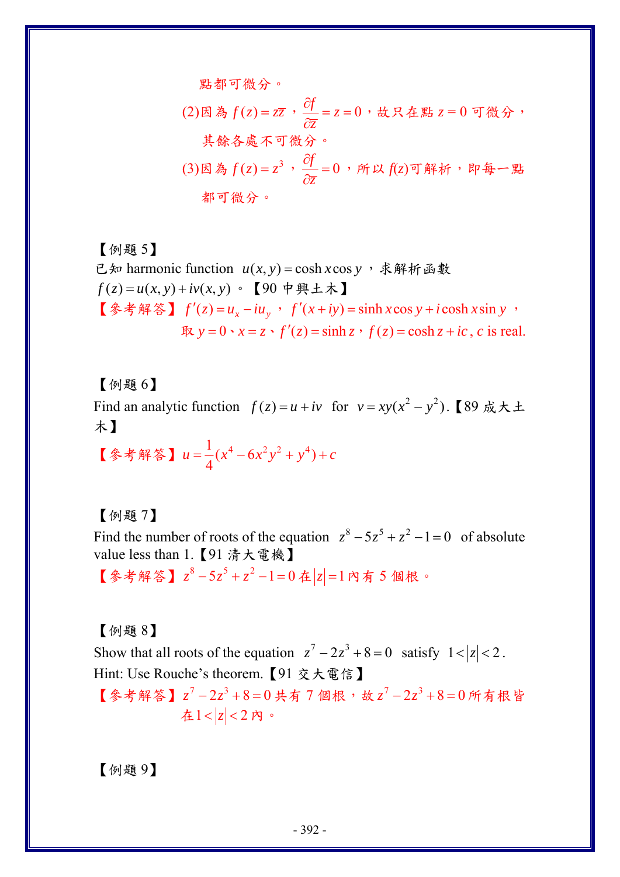點都可微分。

(2)因為 $f(z)=z\overline{z}$，$\dfrac{\partial f}{\partial \overline{z}}=z=0$，故只在點 $z=0$ 可微分，其餘各處不可微分。

(3)因為 $f(z)=z^3$，$\dfrac{\partial f}{\partial \overline{z}}=0$，所以 $f(z)$可解析，即每一點都可微分。

【例題 5】

已知 harmonic function $u(x,y)=\cosh x\cos y$，求解析函數 $f(z)=u(x,y)+iv(x,y)$。【90 中興土木】

【參考解答】$f'(z)=u_x-iu_y$，$f'(x+iy)=\sinh x\cos y+i\cosh x\sin y$，取 $y=0$、$x=z$、$f'(z)=\sinh z$，$f(z)=\cosh z+ic$, $c$ is real.

【例題 6】

Find an analytic function $f(z)=u+iv$ for $v=xy(x^2-y^2)$.【89 成大土木】

【參考解答】$u=\dfrac{1}{4}(x^4-6x^2y^2+y^4)+c$

【例題 7】

Find the number of roots of the equation $z^8-5z^5+z^2-1=0$ of absolute value less than 1.【91 清大電機】

【參考解答】$z^8-5z^5+z^2-1=0$ 在 $|z|=1$ 內有 5 個根。

【例題 8】

Show that all roots of the equation $z^7-2z^3+8=0$ satisfy $1<|z|<2$.
Hint: Use Rouche's theorem.【91 交大電信】

【參考解答】$z^7-2z^3+8=0$ 共有 7 個根，故 $z^7-2z^3+8=0$ 所有根皆在 $1<|z|<2$ 內。

【例題 9】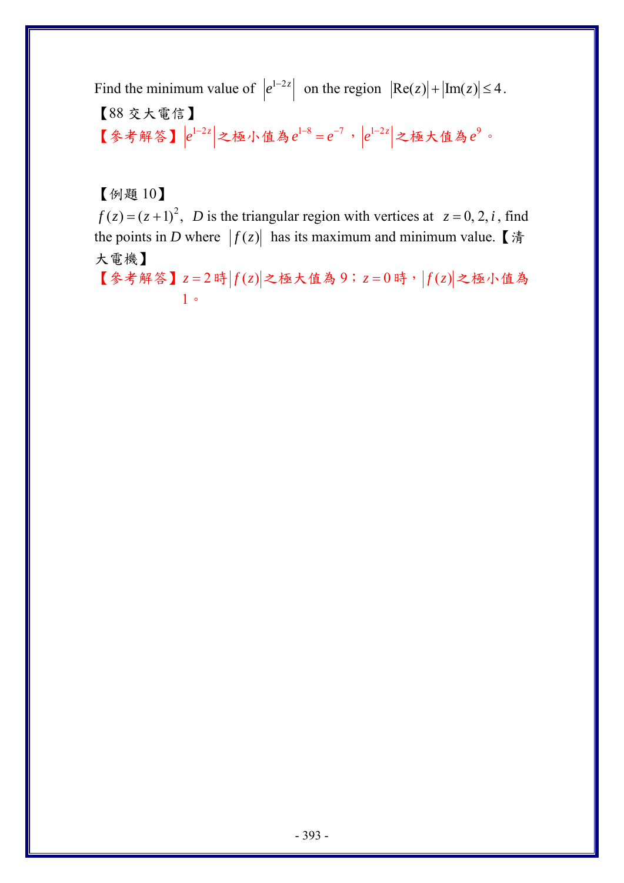Find the minimum value of $\left|e^{1-2z}\right|$ on the region $\left|\mathrm{Re}(z)\right|+\left|\mathrm{Im}(z)\right|\le 4$.

【88 交大電信】

【參考解答】$\left|e^{1-2z}\right|$之極小值為$e^{1-8}=e^{-7}$，$\left|e^{1-2z}\right|$之極大值為$e^{9}$。

【例題 10】

$f(z)=(z+1)^2$, $D$ is the triangular region with vertices at $z=0,2,i$, find the points in $D$ where $\left|f(z)\right|$ has its maximum and minimum value.【清大電機】

【參考解答】$z=2$時$\left|f(z)\right|$之極大值為 9；$z=0$時，$\left|f(z)\right|$之極小值為 1。